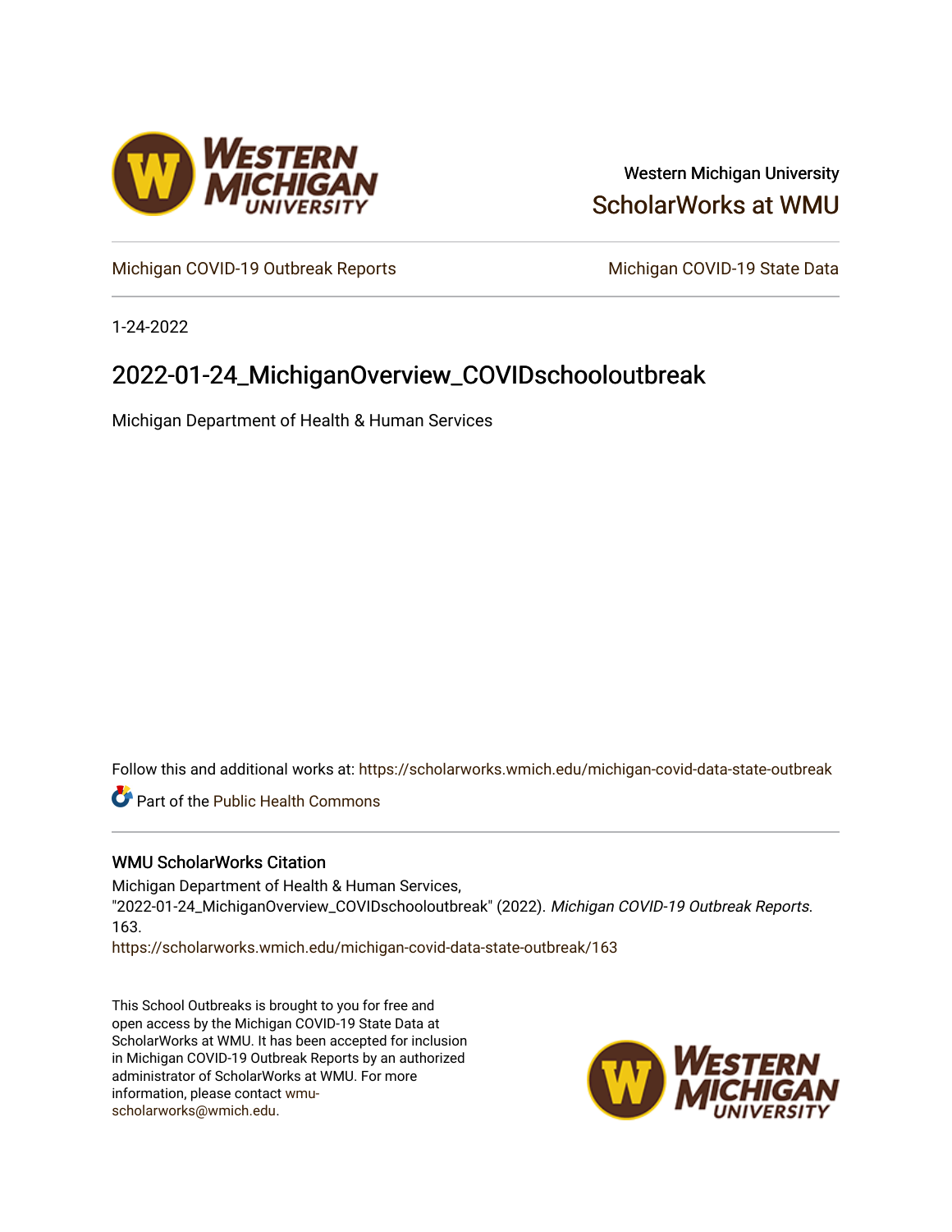Western Michigan University

ScholarWorks at WMU

Michigan COVID-19 Outbreak Reports

Michigan COVID-19 State Data

1-24-2022

# 2022-01-24_MichiganOverview_COVIDschooloutbreak

Michigan Department of Health & Human Services

Follow this and additional works at: https://scholarworks.wmich.edu/michigan-covid-data-state-outbreak

Part of the Public Health Commons

### WMU ScholarWorks Citation

Michigan Department of Health & Human Services, "2022-01-24_MichiganOverview_COVIDschooloutbreak" (2022). *Michigan COVID-19 Outbreak Reports*. 163.
https://scholarworks.wmich.edu/michigan-covid-data-state-outbreak/163

This School Outbreaks is brought to you for free and open access by the Michigan COVID-19 State Data at ScholarWorks at WMU. It has been accepted for inclusion in Michigan COVID-19 Outbreak Reports by an authorized administrator of ScholarWorks at WMU. For more information, please contact wmu-scholarworks@wmich.edu.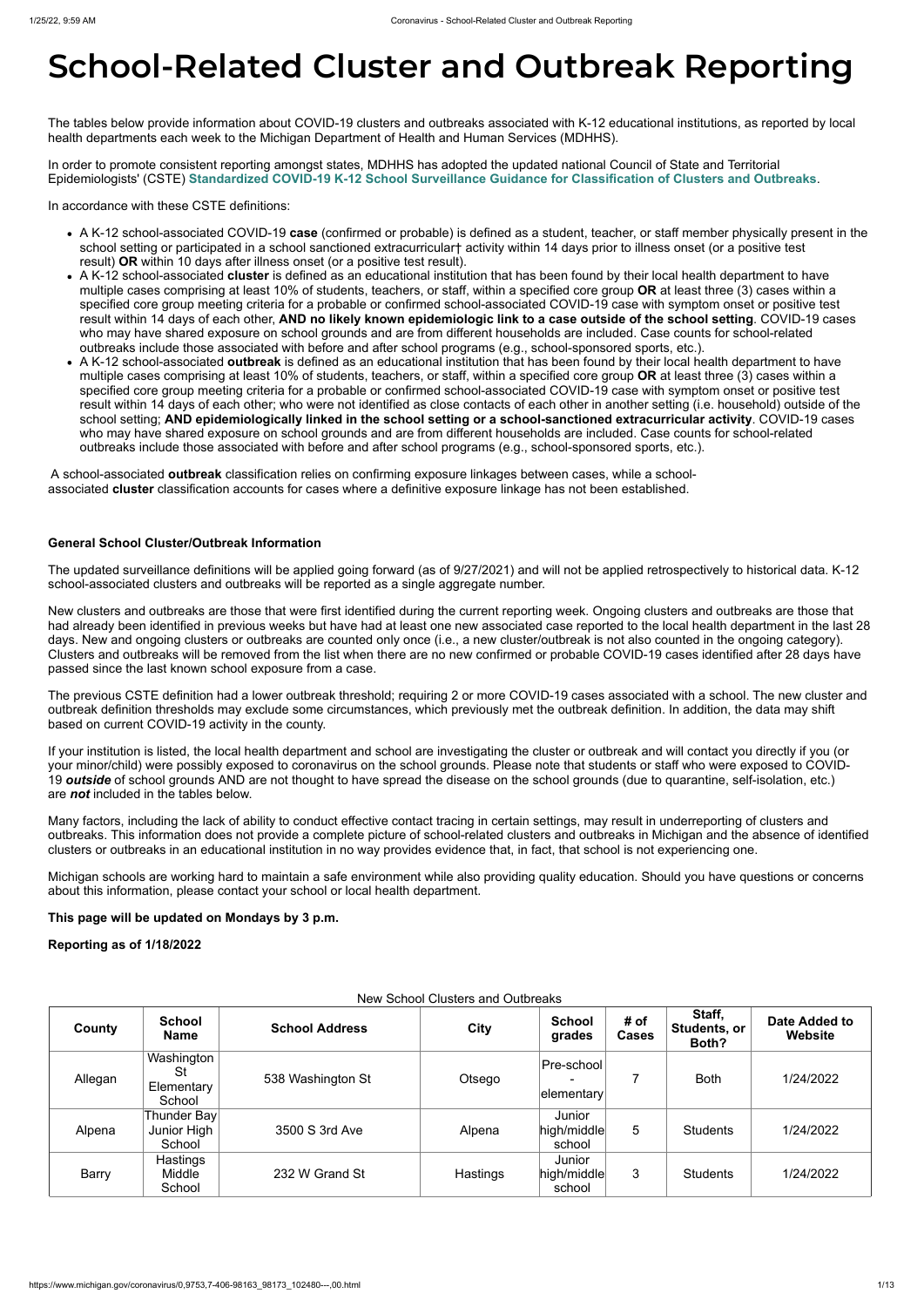# School-Related Cluster and Outbreak Reporting

The tables below provide information about COVID-19 clusters and outbreaks associated with K-12 educational institutions, as reported by local health departments each week to the Michigan Department of Health and Human Services (MDHHS).

In order to promote consistent reporting amongst states, MDHHS has adopted the updated national Council of State and Territorial Epidemiologists' (CSTE) **Standardized COVID-19 K-12 School Surveillance Guidance for Classification of Clusters and Outbreaks**.

In accordance with these CSTE definitions:

- A K-12 school-associated COVID-19 **case** (confirmed or probable) is defined as a student, teacher, or staff member physically present in the school setting or participated in a school sanctioned extracurricular† activity within 14 days prior to illness onset (or a positive test result) **OR** within 10 days after illness onset (or a positive test result).
- A K-12 school-associated **cluster** is defined as an educational institution that has been found by their local health department to have multiple cases comprising at least 10% of students, teachers, or staff, within a specified core group **OR** at least three (3) cases within a specified core group meeting criteria for a probable or confirmed school-associated COVID-19 case with symptom onset or positive test result within 14 days of each other, **AND no likely known epidemiologic link to a case outside of the school setting**. COVID-19 cases who may have shared exposure on school grounds and are from different households are included. Case counts for school-related outbreaks include those associated with before and after school programs (e.g., school-sponsored sports, etc.).
- A K-12 school-associated **outbreak** is defined as an educational institution that has been found by their local health department to have multiple cases comprising at least 10% of students, teachers, or staff, within a specified core group **OR** at least three (3) cases within a specified core group meeting criteria for a probable or confirmed school-associated COVID-19 case with symptom onset or positive test result within 14 days of each other; who were not identified as close contacts of each other in another setting (i.e. household) outside of the school setting; **AND epidemiologically linked in the school setting or a school-sanctioned extracurricular activity**. COVID-19 cases who may have shared exposure on school grounds and are from different households are included. Case counts for school-related outbreaks include those associated with before and after school programs (e.g., school-sponsored sports, etc.).

A school-associated **outbreak** classification relies on confirming exposure linkages between cases, while a school-associated **cluster** classification accounts for cases where a definitive exposure linkage has not been established.

**General School Cluster/Outbreak Information**

The updated surveillance definitions will be applied going forward (as of 9/27/2021) and will not be applied retrospectively to historical data. K-12 school-associated clusters and outbreaks will be reported as a single aggregate number.

New clusters and outbreaks are those that were first identified during the current reporting week. Ongoing clusters and outbreaks are those that had already been identified in previous weeks but have had at least one new associated case reported to the local health department in the last 28 days. New and ongoing clusters or outbreaks are counted only once (i.e., a new cluster/outbreak is not also counted in the ongoing category). Clusters and outbreaks will be removed from the list when there are no new confirmed or probable COVID-19 cases identified after 28 days have passed since the last known school exposure from a case.

The previous CSTE definition had a lower outbreak threshold; requiring 2 or more COVID-19 cases associated with a school. The new cluster and outbreak definition thresholds may exclude some circumstances, which previously met the outbreak definition. In addition, the data may shift based on current COVID-19 activity in the county.

If your institution is listed, the local health department and school are investigating the cluster or outbreak and will contact you directly if you (or your minor/child) were possibly exposed to coronavirus on the school grounds. Please note that students or staff who were exposed to COVID-19 ***outside*** of school grounds AND are not thought to have spread the disease on the school grounds (due to quarantine, self-isolation, etc.) are ***not*** included in the tables below.

Many factors, including the lack of ability to conduct effective contact tracing in certain settings, may result in underreporting of clusters and outbreaks. This information does not provide a complete picture of school-related clusters and outbreaks in Michigan and the absence of identified clusters or outbreaks in an educational institution in no way provides evidence that, in fact, that school is not experiencing one.

Michigan schools are working hard to maintain a safe environment while also providing quality education. Should you have questions or concerns about this information, please contact your school or local health department.

**This page will be updated on Mondays by 3 p.m.**

**Reporting as of 1/18/2022**

New School Clusters and Outbreaks

| County | School Name | School Address | City | School grades | # of Cases | Staff, Students, or Both? | Date Added to Website |
|---|---|---|---|---|---|---|---|
| Allegan | Washington St Elementary School | 538 Washington St | Otsego | Pre-school - elementary | 7 | Both | 1/24/2022 |
| Alpena | Thunder Bay Junior High School | 3500 S 3rd Ave | Alpena | Junior high/middle school | 5 | Students | 1/24/2022 |
| Barry | Hastings Middle School | 232 W Grand St | Hastings | Junior high/middle school | 3 | Students | 1/24/2022 |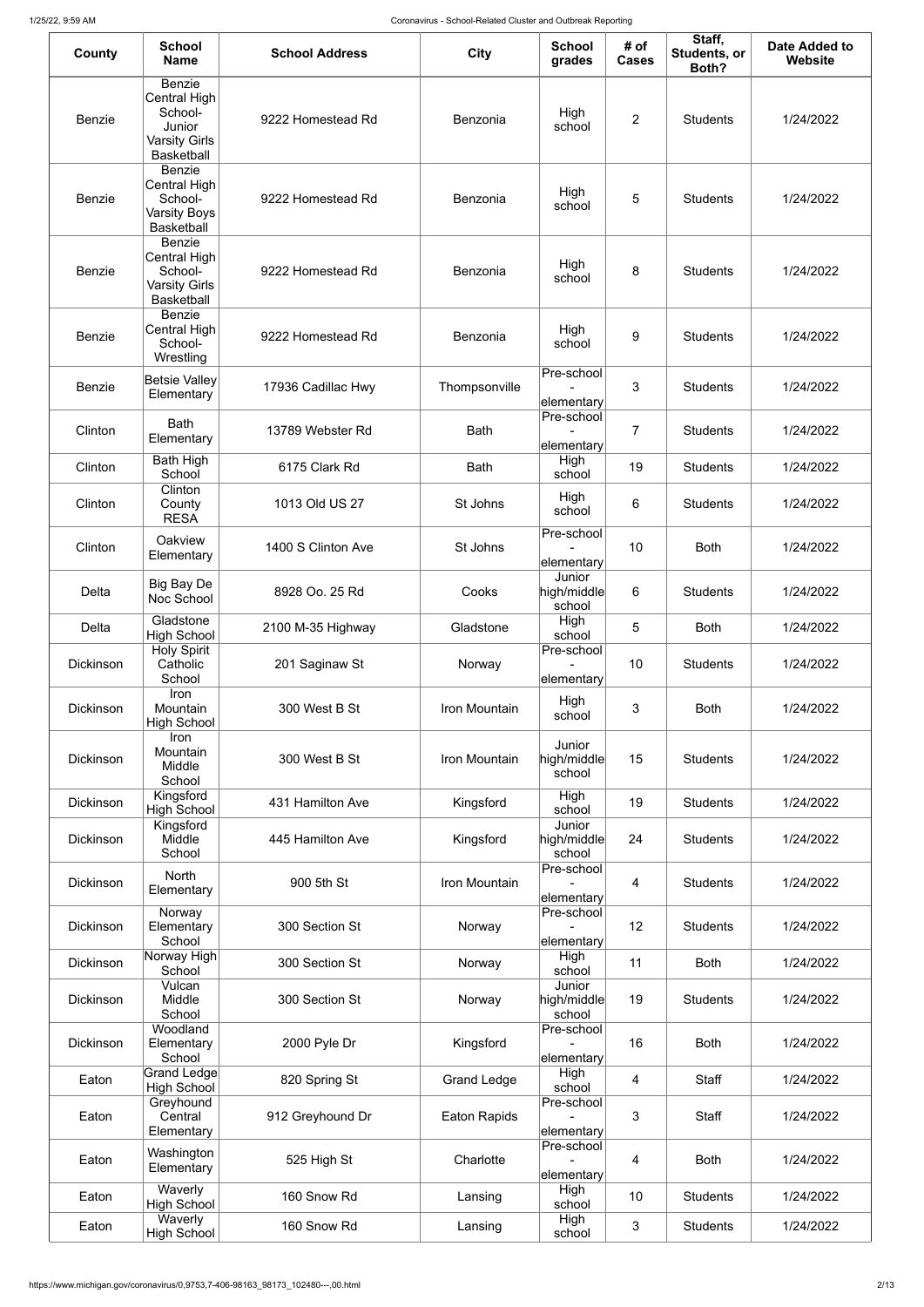| County | School Name | School Address | City | School grades | # of Cases | Staff, Students, or Both? | Date Added to Website |
|---|---|---|---|---|---|---|---|
| Benzie | Benzie Central High School- Junior Varsity Girls Basketball | 9222 Homestead Rd | Benzonia | High school | 2 | Students | 1/24/2022 |
| Benzie | Benzie Central High School- Varsity Boys Basketball | 9222 Homestead Rd | Benzonia | High school | 5 | Students | 1/24/2022 |
| Benzie | Benzie Central High School- Varsity Girls Basketball | 9222 Homestead Rd | Benzonia | High school | 8 | Students | 1/24/2022 |
| Benzie | Benzie Central High School- Wrestling | 9222 Homestead Rd | Benzonia | High school | 9 | Students | 1/24/2022 |
| Benzie | Betsie Valley Elementary | 17936 Cadillac Hwy | Thompsonville | Pre-school - elementary | 3 | Students | 1/24/2022 |
| Clinton | Bath Elementary | 13789 Webster Rd | Bath | Pre-school - elementary | 7 | Students | 1/24/2022 |
| Clinton | Bath High School | 6175 Clark Rd | Bath | High school | 19 | Students | 1/24/2022 |
| Clinton | Clinton County RESA | 1013 Old US 27 | St Johns | High school | 6 | Students | 1/24/2022 |
| Clinton | Oakview Elementary | 1400 S Clinton Ave | St Johns | Pre-school - elementary | 10 | Both | 1/24/2022 |
| Delta | Big Bay De Noc School | 8928 Oo. 25 Rd | Cooks | Junior high/middle school | 6 | Students | 1/24/2022 |
| Delta | Gladstone High School | 2100 M-35 Highway | Gladstone | High school | 5 | Both | 1/24/2022 |
| Dickinson | Holy Spirit Catholic School | 201 Saginaw St | Norway | Pre-school - elementary | 10 | Students | 1/24/2022 |
| Dickinson | Iron Mountain High School | 300 West B St | Iron Mountain | High school | 3 | Both | 1/24/2022 |
| Dickinson | Iron Mountain Middle School | 300 West B St | Iron Mountain | Junior high/middle school | 15 | Students | 1/24/2022 |
| Dickinson | Kingsford High School | 431 Hamilton Ave | Kingsford | High school | 19 | Students | 1/24/2022 |
| Dickinson | Kingsford Middle School | 445 Hamilton Ave | Kingsford | Junior high/middle school | 24 | Students | 1/24/2022 |
| Dickinson | North Elementary | 900 5th St | Iron Mountain | Pre-school - elementary | 4 | Students | 1/24/2022 |
| Dickinson | Norway Elementary School | 300 Section St | Norway | Pre-school - elementary | 12 | Students | 1/24/2022 |
| Dickinson | Norway High School | 300 Section St | Norway | High school | 11 | Both | 1/24/2022 |
| Dickinson | Vulcan Middle School | 300 Section St | Norway | Junior high/middle school | 19 | Students | 1/24/2022 |
| Dickinson | Woodland Elementary School | 2000 Pyle Dr | Kingsford | Pre-school - elementary | 16 | Both | 1/24/2022 |
| Eaton | Grand Ledge High School | 820 Spring St | Grand Ledge | High school | 4 | Staff | 1/24/2022 |
| Eaton | Greyhound Central Elementary | 912 Greyhound Dr | Eaton Rapids | Pre-school - elementary | 3 | Staff | 1/24/2022 |
| Eaton | Washington Elementary | 525 High St | Charlotte | Pre-school - elementary | 4 | Both | 1/24/2022 |
| Eaton | Waverly High School | 160 Snow Rd | Lansing | High school | 10 | Students | 1/24/2022 |
| Eaton | Waverly High School | 160 Snow Rd | Lansing | High school | 3 | Students | 1/24/2022 |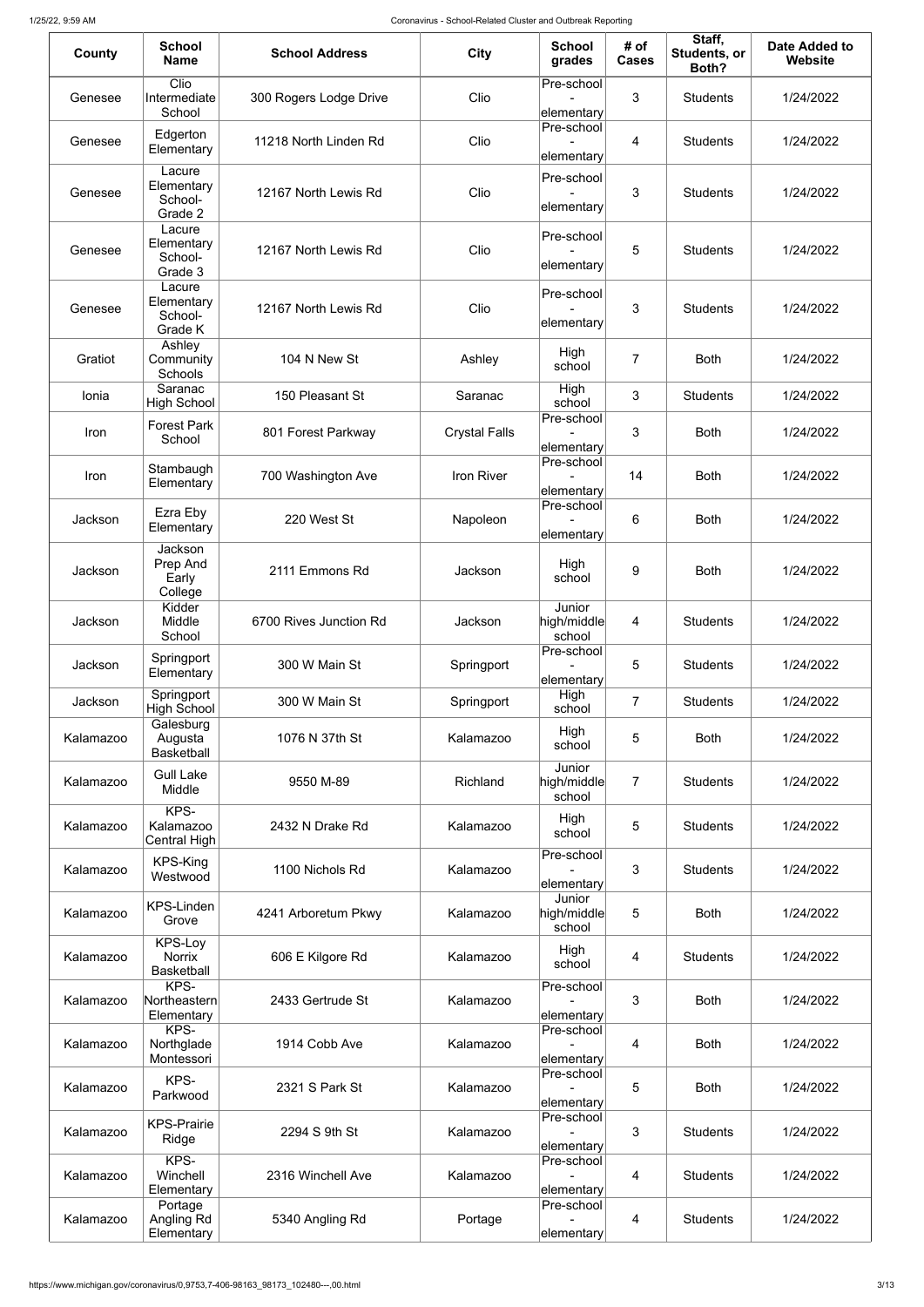| County | School Name | School Address | City | School grades | # of Cases | Staff, Students, or Both? | Date Added to Website |
|---|---|---|---|---|---|---|---|
| Genesee | Clio Intermediate School | 300 Rogers Lodge Drive | Clio | Pre-school - elementary | 3 | Students | 1/24/2022 |
| Genesee | Edgerton Elementary | 11218 North Linden Rd | Clio | Pre-school - elementary | 4 | Students | 1/24/2022 |
| Genesee | Lacure Elementary School-Grade 2 | 12167 North Lewis Rd | Clio | Pre-school - elementary | 3 | Students | 1/24/2022 |
| Genesee | Lacure Elementary School-Grade 3 | 12167 North Lewis Rd | Clio | Pre-school - elementary | 5 | Students | 1/24/2022 |
| Genesee | Lacure Elementary School-Grade K | 12167 North Lewis Rd | Clio | Pre-school - elementary | 3 | Students | 1/24/2022 |
| Gratiot | Ashley Community Schools | 104 N New St | Ashley | High school | 7 | Both | 1/24/2022 |
| Ionia | Saranac High School | 150 Pleasant St | Saranac | High school | 3 | Students | 1/24/2022 |
| Iron | Forest Park School | 801 Forest Parkway | Crystal Falls | Pre-school - elementary | 3 | Both | 1/24/2022 |
| Iron | Stambaugh Elementary | 700 Washington Ave | Iron River | Pre-school - elementary | 14 | Both | 1/24/2022 |
| Jackson | Ezra Eby Elementary | 220 West St | Napoleon | Pre-school - elementary | 6 | Both | 1/24/2022 |
| Jackson | Jackson Prep And Early College | 2111 Emmons Rd | Jackson | High school | 9 | Both | 1/24/2022 |
| Jackson | Kidder Middle School | 6700 Rives Junction Rd | Jackson | Junior high/middle school | 4 | Students | 1/24/2022 |
| Jackson | Springport Elementary | 300 W Main St | Springport | Pre-school - elementary | 5 | Students | 1/24/2022 |
| Jackson | Springport High School | 300 W Main St | Springport | High school | 7 | Students | 1/24/2022 |
| Kalamazoo | Galesburg Augusta Basketball | 1076 N 37th St | Kalamazoo | High school | 5 | Both | 1/24/2022 |
| Kalamazoo | Gull Lake Middle | 9550 M-89 | Richland | Junior high/middle school | 7 | Students | 1/24/2022 |
| Kalamazoo | KPS-Kalamazoo Central High | 2432 N Drake Rd | Kalamazoo | High school | 5 | Students | 1/24/2022 |
| Kalamazoo | KPS-King Westwood | 1100 Nichols Rd | Kalamazoo | Pre-school - elementary | 3 | Students | 1/24/2022 |
| Kalamazoo | KPS-Linden Grove | 4241 Arboretum Pkwy | Kalamazoo | Junior high/middle school | 5 | Both | 1/24/2022 |
| Kalamazoo | KPS-Loy Norrix Basketball | 606 E Kilgore Rd | Kalamazoo | High school | 4 | Students | 1/24/2022 |
| Kalamazoo | KPS-Northeastern Elementary | 2433 Gertrude St | Kalamazoo | Pre-school - elementary | 3 | Both | 1/24/2022 |
| Kalamazoo | KPS-Northglade Montessori | 1914 Cobb Ave | Kalamazoo | Pre-school - elementary | 4 | Both | 1/24/2022 |
| Kalamazoo | KPS-Parkwood | 2321 S Park St | Kalamazoo | Pre-school - elementary | 5 | Both | 1/24/2022 |
| Kalamazoo | KPS-Prairie Ridge | 2294 S 9th St | Kalamazoo | Pre-school - elementary | 3 | Students | 1/24/2022 |
| Kalamazoo | KPS-Winchell Elementary | 2316 Winchell Ave | Kalamazoo | Pre-school - elementary | 4 | Students | 1/24/2022 |
| Kalamazoo | Portage Angling Rd Elementary | 5340 Angling Rd | Portage | Pre-school - elementary | 4 | Students | 1/24/2022 |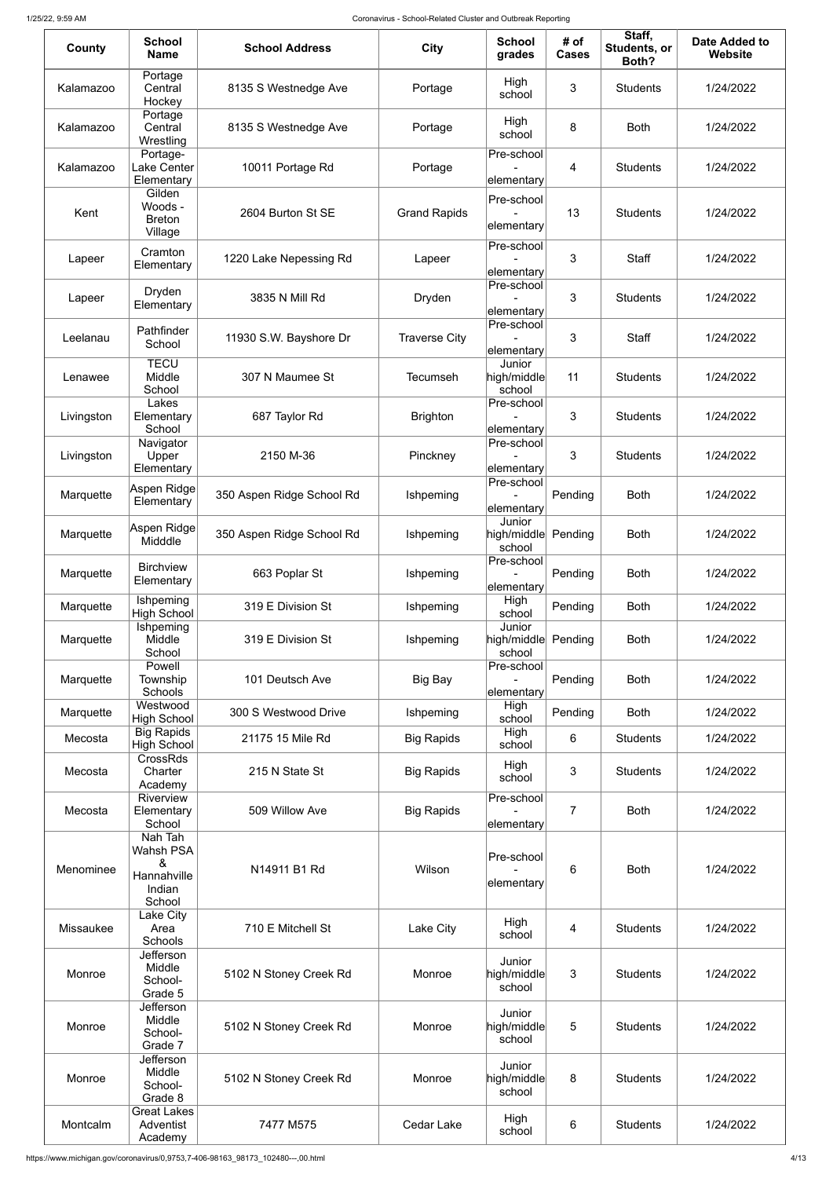| County | School Name | School Address | City | School grades | # of Cases | Staff, Students, or Both? | Date Added to Website |
| --- | --- | --- | --- | --- | --- | --- | --- |
| Kalamazoo | Portage Central Hockey | 8135 S Westnedge Ave | Portage | High school | 3 | Students | 1/24/2022 |
| Kalamazoo | Portage Central Wrestling | 8135 S Westnedge Ave | Portage | High school | 8 | Both | 1/24/2022 |
| Kalamazoo | Portage-Lake Center Elementary | 10011 Portage Rd | Portage | Pre-school - elementary | 4 | Students | 1/24/2022 |
| Kent | Gilden Woods - Breton Village | 2604 Burton St SE | Grand Rapids | Pre-school - elementary | 13 | Students | 1/24/2022 |
| Lapeer | Cramton Elementary | 1220 Lake Nepessing Rd | Lapeer | Pre-school - elementary | 3 | Staff | 1/24/2022 |
| Lapeer | Dryden Elementary | 3835 N Mill Rd | Dryden | Pre-school - elementary | 3 | Students | 1/24/2022 |
| Leelanau | Pathfinder School | 11930 S.W. Bayshore Dr | Traverse City | Pre-school - elementary | 3 | Staff | 1/24/2022 |
| Lenawee | TECU Middle School | 307 N Maumee St | Tecumseh | Junior high/middle school | 11 | Students | 1/24/2022 |
| Livingston | Lakes Elementary School | 687 Taylor Rd | Brighton | Pre-school - elementary | 3 | Students | 1/24/2022 |
| Livingston | Navigator Upper Elementary | 2150 M-36 | Pinckney | Pre-school - elementary | 3 | Students | 1/24/2022 |
| Marquette | Aspen Ridge Elementary | 350 Aspen Ridge School Rd | Ishpeming | Pre-school - elementary | Pending | Both | 1/24/2022 |
| Marquette | Aspen Ridge Midddle | 350 Aspen Ridge School Rd | Ishpeming | Junior high/middle school | Pending | Both | 1/24/2022 |
| Marquette | Birchview Elementary | 663 Poplar St | Ishpeming | Pre-school - elementary | Pending | Both | 1/24/2022 |
| Marquette | Ishpeming High School | 319 E Division St | Ishpeming | High school | Pending | Both | 1/24/2022 |
| Marquette | Ishpeming Middle School | 319 E Division St | Ishpeming | Junior high/middle school | Pending | Both | 1/24/2022 |
| Marquette | Powell Township Schools | 101 Deutsch Ave | Big Bay | Pre-school - elementary | Pending | Both | 1/24/2022 |
| Marquette | Westwood High School | 300 S Westwood Drive | Ishpeming | High school | Pending | Both | 1/24/2022 |
| Mecosta | Big Rapids High School | 21175 15 Mile Rd | Big Rapids | High school | 6 | Students | 1/24/2022 |
| Mecosta | CrossRds Charter Academy | 215 N State St | Big Rapids | High school | 3 | Students | 1/24/2022 |
| Mecosta | Riverview Elementary School | 509 Willow Ave | Big Rapids | Pre-school - elementary | 7 | Both | 1/24/2022 |
| Menominee | Nah Tah Wahsh PSA & Hannahville Indian School | N14911 B1 Rd | Wilson | Pre-school - elementary | 6 | Both | 1/24/2022 |
| Missaukee | Lake City Area Schools | 710 E Mitchell St | Lake City | High school | 4 | Students | 1/24/2022 |
| Monroe | Jefferson Middle School- Grade 5 | 5102 N Stoney Creek Rd | Monroe | Junior high/middle school | 3 | Students | 1/24/2022 |
| Monroe | Jefferson Middle School- Grade 7 | 5102 N Stoney Creek Rd | Monroe | Junior high/middle school | 5 | Students | 1/24/2022 |
| Monroe | Jefferson Middle School- Grade 8 | 5102 N Stoney Creek Rd | Monroe | Junior high/middle school | 8 | Students | 1/24/2022 |
| Montcalm | Great Lakes Adventist Academy | 7477 M575 | Cedar Lake | High school | 6 | Students | 1/24/2022 |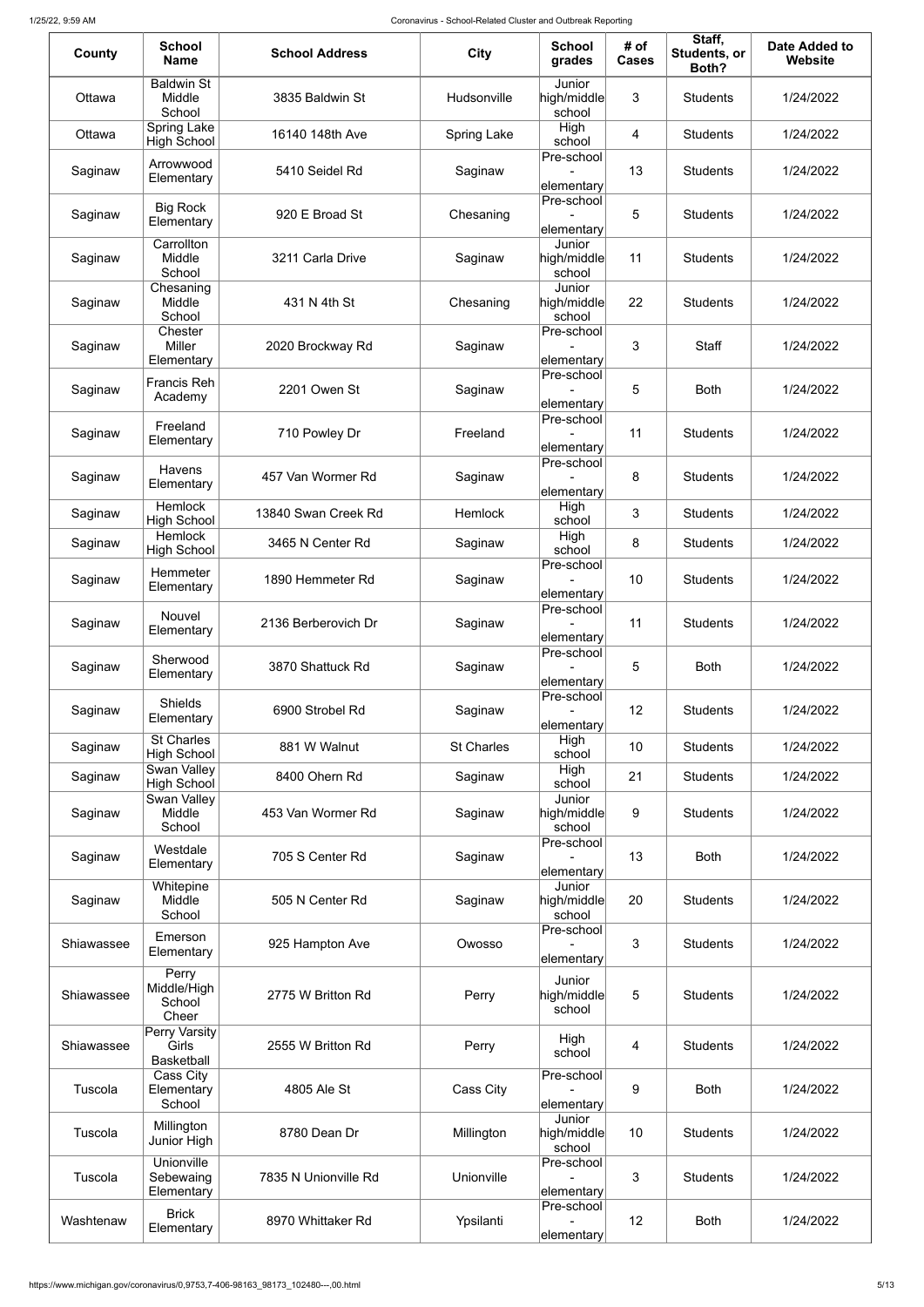| County | School Name | School Address | City | School grades | # of Cases | Staff, Students, or Both? | Date Added to Website |
|---|---|---|---|---|---|---|---|
| Ottawa | Baldwin St Middle School | 3835 Baldwin St | Hudsonville | Junior high/middle school | 3 | Students | 1/24/2022 |
| Ottawa | Spring Lake High School | 16140 148th Ave | Spring Lake | High school | 4 | Students | 1/24/2022 |
| Saginaw | Arrowwood Elementary | 5410 Seidel Rd | Saginaw | Pre-school - elementary | 13 | Students | 1/24/2022 |
| Saginaw | Big Rock Elementary | 920 E Broad St | Chesaning | Pre-school - elementary | 5 | Students | 1/24/2022 |
| Saginaw | Carrollton Middle School | 3211 Carla Drive | Saginaw | Junior high/middle school | 11 | Students | 1/24/2022 |
| Saginaw | Chesaning Middle School | 431 N 4th St | Chesaning | Junior high/middle school | 22 | Students | 1/24/2022 |
| Saginaw | Chester Miller Elementary | 2020 Brockway Rd | Saginaw | Pre-school - elementary | 3 | Staff | 1/24/2022 |
| Saginaw | Francis Reh Academy | 2201 Owen St | Saginaw | Pre-school - elementary | 5 | Both | 1/24/2022 |
| Saginaw | Freeland Elementary | 710 Powley Dr | Freeland | Pre-school - elementary | 11 | Students | 1/24/2022 |
| Saginaw | Havens Elementary | 457 Van Wormer Rd | Saginaw | Pre-school - elementary | 8 | Students | 1/24/2022 |
| Saginaw | Hemlock High School | 13840 Swan Creek Rd | Hemlock | High school | 3 | Students | 1/24/2022 |
| Saginaw | Hemlock High School | 3465 N Center Rd | Saginaw | High school | 8 | Students | 1/24/2022 |
| Saginaw | Hemmeter Elementary | 1890 Hemmeter Rd | Saginaw | Pre-school - elementary | 10 | Students | 1/24/2022 |
| Saginaw | Nouvel Elementary | 2136 Berberovich Dr | Saginaw | Pre-school - elementary | 11 | Students | 1/24/2022 |
| Saginaw | Sherwood Elementary | 3870 Shattuck Rd | Saginaw | Pre-school - elementary | 5 | Both | 1/24/2022 |
| Saginaw | Shields Elementary | 6900 Strobel Rd | Saginaw | Pre-school - elementary | 12 | Students | 1/24/2022 |
| Saginaw | St Charles High School | 881 W Walnut | St Charles | High school | 10 | Students | 1/24/2022 |
| Saginaw | Swan Valley High School | 8400 Ohern Rd | Saginaw | High school | 21 | Students | 1/24/2022 |
| Saginaw | Swan Valley Middle School | 453 Van Wormer Rd | Saginaw | Junior high/middle school | 9 | Students | 1/24/2022 |
| Saginaw | Westdale Elementary | 705 S Center Rd | Saginaw | Pre-school - elementary | 13 | Both | 1/24/2022 |
| Saginaw | Whitepine Middle School | 505 N Center Rd | Saginaw | Junior high/middle school | 20 | Students | 1/24/2022 |
| Shiawassee | Emerson Elementary | 925 Hampton Ave | Owosso | Pre-school - elementary | 3 | Students | 1/24/2022 |
| Shiawassee | Perry Middle/High School Cheer | 2775 W Britton Rd | Perry | Junior high/middle school | 5 | Students | 1/24/2022 |
| Shiawassee | Perry Varsity Girls Basketball | 2555 W Britton Rd | Perry | High school | 4 | Students | 1/24/2022 |
| Tuscola | Cass City Elementary School | 4805 Ale St | Cass City | Pre-school - elementary | 9 | Both | 1/24/2022 |
| Tuscola | Millington Junior High | 8780 Dean Dr | Millington | Junior high/middle school | 10 | Students | 1/24/2022 |
| Tuscola | Unionville Sebewaing Elementary | 7835 N Unionville Rd | Unionville | Pre-school - elementary | 3 | Students | 1/24/2022 |
| Washtenaw | Brick Elementary | 8970 Whittaker Rd | Ypsilanti | Pre-school - elementary | 12 | Both | 1/24/2022 |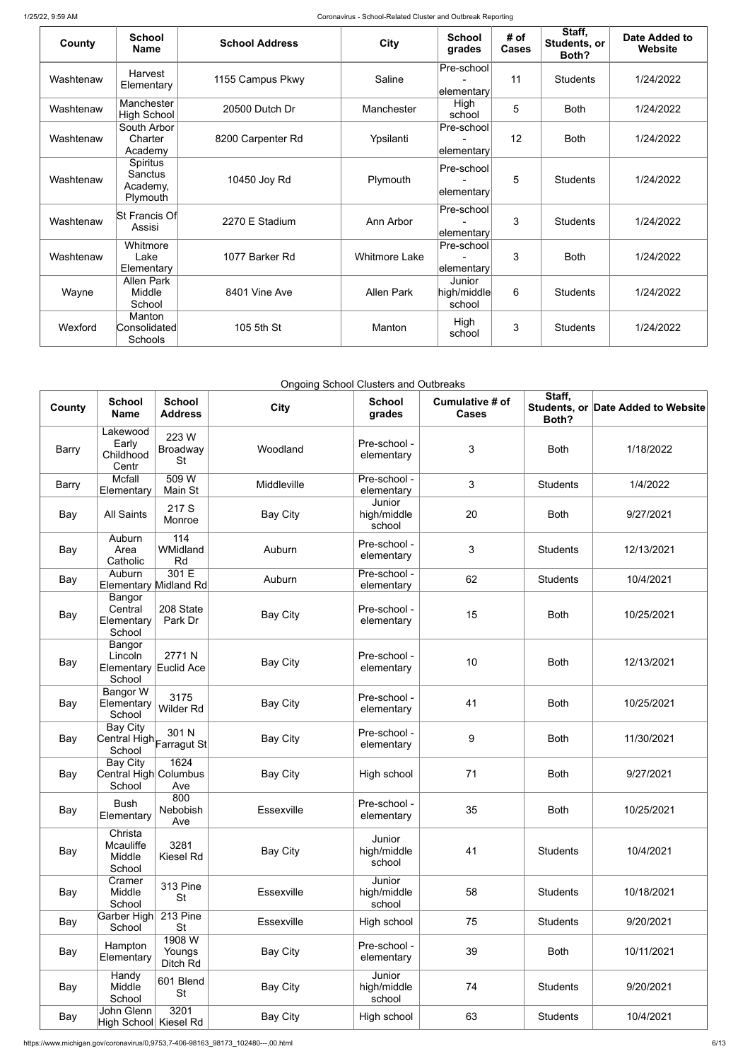| County | School Name | School Address | City | School grades | # of Cases | Staff, Students, or Both? | Date Added to Website |
|---|---|---|---|---|---|---|---|
| Washtenaw | Harvest Elementary | 1155 Campus Pkwy | Saline | Pre-school - elementary | 11 | Students | 1/24/2022 |
| Washtenaw | Manchester High School | 20500 Dutch Dr | Manchester | High school | 5 | Both | 1/24/2022 |
| Washtenaw | South Arbor Charter Academy | 8200 Carpenter Rd | Ypsilanti | Pre-school - elementary | 12 | Both | 1/24/2022 |
| Washtenaw | Spiritus Sanctus Academy, Plymouth | 10450 Joy Rd | Plymouth | Pre-school - elementary | 5 | Students | 1/24/2022 |
| Washtenaw | St Francis Of Assisi | 2270 E Stadium | Ann Arbor | Pre-school - elementary | 3 | Students | 1/24/2022 |
| Washtenaw | Whitmore Lake Elementary | 1077 Barker Rd | Whitmore Lake | Pre-school - elementary | 3 | Both | 1/24/2022 |
| Wayne | Allen Park Middle School | 8401 Vine Ave | Allen Park | Junior high/middle school | 6 | Students | 1/24/2022 |
| Wexford | Manton Consolidated Schools | 105 5th St | Manton | High school | 3 | Students | 1/24/2022 |

Ongoing School Clusters and Outbreaks

| County | School Name | School Address | City | School grades | Cumulative # of Cases | Staff, Students, or Both? | Date Added to Website |
|---|---|---|---|---|---|---|---|
| Barry | Lakewood Early Childhood Centr | 223 W Broadway St | Woodland | Pre-school - elementary | 3 | Both | 1/18/2022 |
| Barry | Mcfall Elementary | 509 W Main St | Middleville | Pre-school - elementary | 3 | Students | 1/4/2022 |
| Bay | All Saints | 217 S Monroe | Bay City | Junior high/middle school | 20 | Both | 9/27/2021 |
| Bay | Auburn Area Catholic | 114 WMidland Rd | Auburn | Pre-school - elementary | 3 | Students | 12/13/2021 |
| Bay | Auburn Elementary | 301 E Midland Rd | Auburn | Pre-school - elementary | 62 | Students | 10/4/2021 |
| Bay | Bangor Central Elementary School | 208 State Park Dr | Bay City | Pre-school - elementary | 15 | Both | 10/25/2021 |
| Bay | Bangor Lincoln Elementary School | 2771 N Euclid Ace | Bay City | Pre-school - elementary | 10 | Both | 12/13/2021 |
| Bay | Bangor W Elementary School | 3175 Wilder Rd | Bay City | Pre-school - elementary | 41 | Both | 10/25/2021 |
| Bay | Bay City Central High School | 301 N Farragut St | Bay City | Pre-school - elementary | 9 | Both | 11/30/2021 |
| Bay | Bay City Central High School | 1624 Columbus Ave | Bay City | High school | 71 | Both | 9/27/2021 |
| Bay | Bush Elementary | 800 Nebobish Ave | Essexville | Pre-school - elementary | 35 | Both | 10/25/2021 |
| Bay | Christa Mcauliffe Middle School | 3281 Kiesel Rd | Bay City | Junior high/middle school | 41 | Students | 10/4/2021 |
| Bay | Cramer Middle School | 313 Pine St | Essexville | Junior high/middle school | 58 | Students | 10/18/2021 |
| Bay | Garber High School | 213 Pine St | Essexville | High school | 75 | Students | 9/20/2021 |
| Bay | Hampton Elementary | 1908 W Youngs Ditch Rd | Bay City | Pre-school - elementary | 39 | Both | 10/11/2021 |
| Bay | Handy Middle School | 601 Blend St | Bay City | Junior high/middle school | 74 | Students | 9/20/2021 |
| Bay | John Glenn High School | 3201 Kiesel Rd | Bay City | High school | 63 | Students | 10/4/2021 |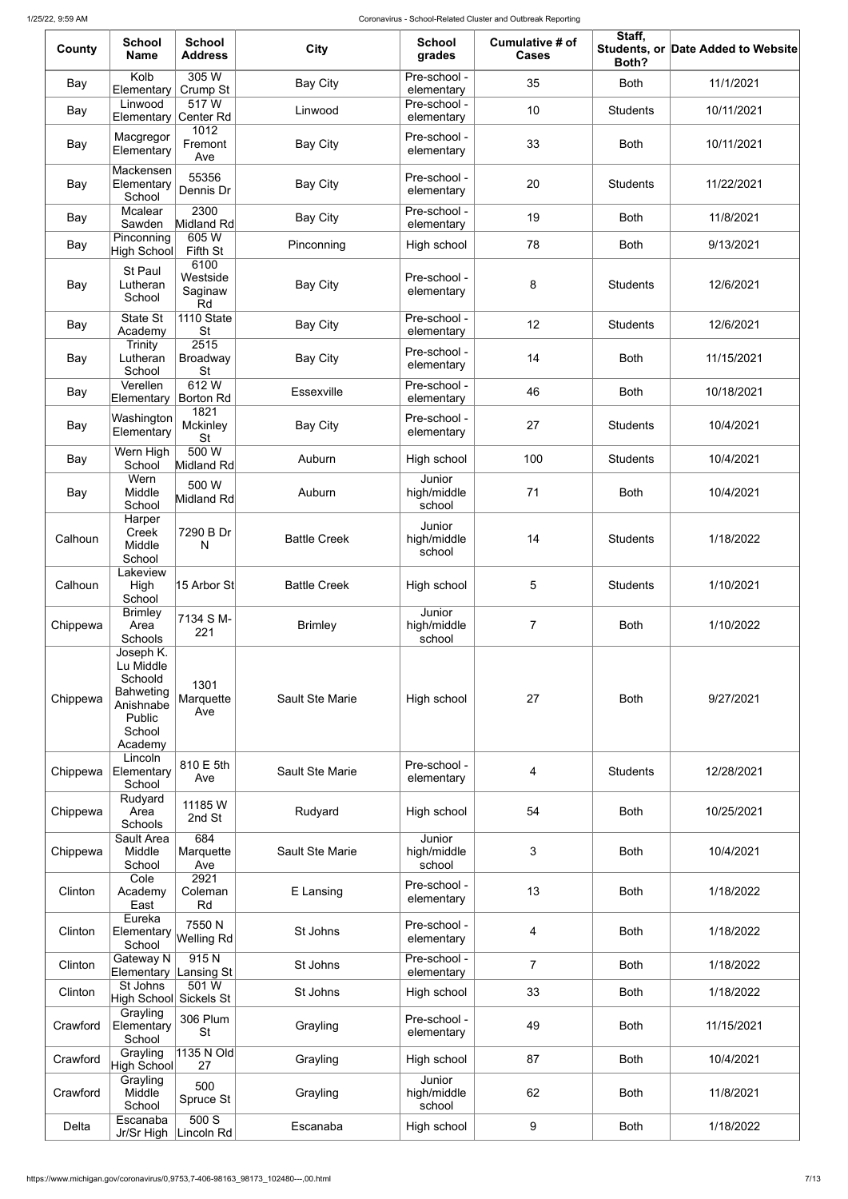| County | School Name | School Address | City | School grades | Cumulative # of Cases | Staff, Students, or Both? | Date Added to Website |
| --- | --- | --- | --- | --- | --- | --- | --- |
| Bay | Kolb Elementary | 305 W Crump St | Bay City | Pre-school - elementary | 35 | Both | 11/1/2021 |
| Bay | Linwood Elementary | 517 W Center Rd | Linwood | Pre-school - elementary | 10 | Students | 10/11/2021 |
| Bay | Macgregor Elementary | 1012 Fremont Ave | Bay City | Pre-school - elementary | 33 | Both | 10/11/2021 |
| Bay | Mackensen Elementary School | 55356 Dennis Dr | Bay City | Pre-school - elementary | 20 | Students | 11/22/2021 |
| Bay | Mcalear Sawden | 2300 Midland Rd | Bay City | Pre-school - elementary | 19 | Both | 11/8/2021 |
| Bay | Pinconning High School | 605 W Fifth St | Pinconning | High school | 78 | Both | 9/13/2021 |
| Bay | St Paul Lutheran School | 6100 Westside Saginaw Rd | Bay City | Pre-school - elementary | 8 | Students | 12/6/2021 |
| Bay | State St Academy | 1110 State St | Bay City | Pre-school - elementary | 12 | Students | 12/6/2021 |
| Bay | Trinity Lutheran School | 2515 Broadway St | Bay City | Pre-school - elementary | 14 | Both | 11/15/2021 |
| Bay | Verellen Elementary | 612 W Borton Rd | Essexville | Pre-school - elementary | 46 | Both | 10/18/2021 |
| Bay | Washington Elementary | 1821 Mckinley St | Bay City | Pre-school - elementary | 27 | Students | 10/4/2021 |
| Bay | Wern High School | 500 W Midland Rd | Auburn | High school | 100 | Students | 10/4/2021 |
| Bay | Wern Middle School | 500 W Midland Rd | Auburn | Junior high/middle school | 71 | Both | 10/4/2021 |
| Calhoun | Harper Creek Middle School | 7290 B Dr N | Battle Creek | Junior high/middle school | 14 | Students | 1/18/2022 |
| Calhoun | Lakeview High School | 15 Arbor St | Battle Creek | High school | 5 | Students | 1/10/2021 |
| Chippewa | Brimley Area Schools | 7134 S M-221 | Brimley | Junior high/middle school | 7 | Both | 1/10/2022 |
| Chippewa | Joseph K. Lu Middle Schoold Bahweting Anishnabe Public School Academy | 1301 Marquette Ave | Sault Ste Marie | High school | 27 | Both | 9/27/2021 |
| Chippewa | Lincoln Elementary School | 810 E 5th Ave | Sault Ste Marie | Pre-school - elementary | 4 | Students | 12/28/2021 |
| Chippewa | Rudyard Area Schools | 11185 W 2nd St | Rudyard | High school | 54 | Both | 10/25/2021 |
| Chippewa | Sault Area Middle School | 684 Marquette Ave | Sault Ste Marie | Junior high/middle school | 3 | Both | 10/4/2021 |
| Clinton | Cole Academy East | 2921 Coleman Rd | E Lansing | Pre-school - elementary | 13 | Both | 1/18/2022 |
| Clinton | Eureka Elementary School | 7550 N Welling Rd | St Johns | Pre-school - elementary | 4 | Both | 1/18/2022 |
| Clinton | Gateway N Elementary | 915 N Lansing St | St Johns | Pre-school - elementary | 7 | Both | 1/18/2022 |
| Clinton | St Johns High School | 501 W Sickels St | St Johns | High school | 33 | Both | 1/18/2022 |
| Crawford | Grayling Elementary School | 306 Plum St | Grayling | Pre-school - elementary | 49 | Both | 11/15/2021 |
| Crawford | Grayling High School | 1135 N Old 27 | Grayling | High school | 87 | Both | 10/4/2021 |
| Crawford | Grayling Middle School | 500 Spruce St | Grayling | Junior high/middle school | 62 | Both | 11/8/2021 |
| Delta | Escanaba Jr/Sr High | 500 S Lincoln Rd | Escanaba | High school | 9 | Both | 1/18/2022 |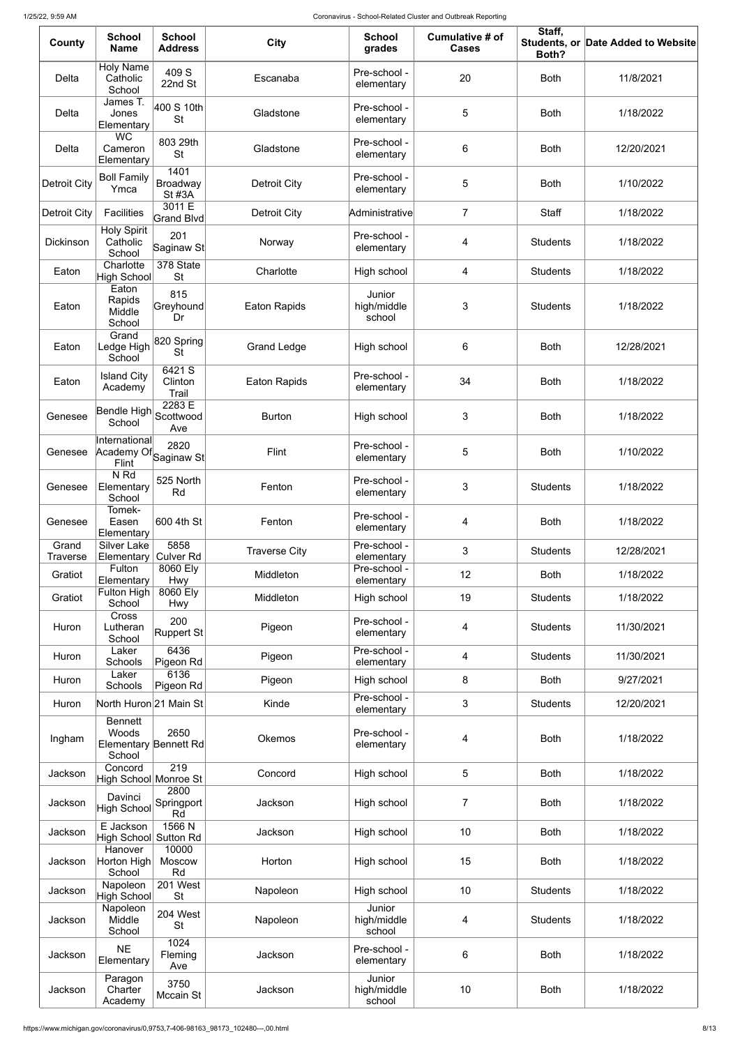| County | School Name | School Address | City | School grades | Cumulative # of Cases | Staff, Students, or Both? | Date Added to Website |
|---|---|---|---|---|---|---|---|
| Delta | Holy Name Catholic School | 409 S 22nd St | Escanaba | Pre-school - elementary | 20 | Both | 11/8/2021 |
| Delta | James T. Jones Elementary | 400 S 10th St | Gladstone | Pre-school - elementary | 5 | Both | 1/18/2022 |
| Delta | WC Cameron Elementary | 803 29th St | Gladstone | Pre-school - elementary | 6 | Both | 12/20/2021 |
| Detroit City | Boll Family Ymca | 1401 Broadway St #3A | Detroit City | Pre-school - elementary | 5 | Both | 1/10/2022 |
| Detroit City | Facilities | 3011 E Grand Blvd | Detroit City | Administrative | 7 | Staff | 1/18/2022 |
| Dickinson | Holy Spirit Catholic School | 201 Saginaw St | Norway | Pre-school - elementary | 4 | Students | 1/18/2022 |
| Eaton | Charlotte High School | 378 State St | Charlotte | High school | 4 | Students | 1/18/2022 |
| Eaton | Eaton Rapids Middle School | 815 Greyhound Dr | Eaton Rapids | Junior high/middle school | 3 | Students | 1/18/2022 |
| Eaton | Grand Ledge High School | 820 Spring St | Grand Ledge | High school | 6 | Both | 12/28/2021 |
| Eaton | Island City Academy | 6421 S Clinton Trail | Eaton Rapids | Pre-school - elementary | 34 | Both | 1/18/2022 |
| Genesee | Bendle High School | 2283 E Scottwood Ave | Burton | High school | 3 | Both | 1/18/2022 |
| Genesee | International Academy Of Flint | 2820 Saginaw St | Flint | Pre-school - elementary | 5 | Both | 1/10/2022 |
| Genesee | N Rd Elementary School | 525 North Rd | Fenton | Pre-school - elementary | 3 | Students | 1/18/2022 |
| Genesee | Tomek-Easen Elementary | 600 4th St | Fenton | Pre-school - elementary | 4 | Both | 1/18/2022 |
| Grand Traverse | Silver Lake Elementary | 5858 Culver Rd | Traverse City | Pre-school - elementary | 3 | Students | 12/28/2021 |
| Gratiot | Fulton Elementary | 8060 Ely Hwy | Middleton | Pre-school - elementary | 12 | Both | 1/18/2022 |
| Gratiot | Fulton High School | 8060 Ely Hwy | Middleton | High school | 19 | Students | 1/18/2022 |
| Huron | Cross Lutheran School | 200 Ruppert St | Pigeon | Pre-school - elementary | 4 | Students | 11/30/2021 |
| Huron | Laker Schools | 6436 Pigeon Rd | Pigeon | Pre-school - elementary | 4 | Students | 11/30/2021 |
| Huron | Laker Schools | 6136 Pigeon Rd | Pigeon | High school | 8 | Both | 9/27/2021 |
| Huron | North Huron | 21 Main St | Kinde | Pre-school - elementary | 3 | Students | 12/20/2021 |
| Ingham | Bennett Woods Elementary School | 2650 Bennett Rd | Okemos | Pre-school - elementary | 4 | Both | 1/18/2022 |
| Jackson | Concord High School | 219 Monroe St | Concord | High school | 5 | Both | 1/18/2022 |
| Jackson | Davinci High School | 2800 Springport Rd | Jackson | High school | 7 | Both | 1/18/2022 |
| Jackson | E Jackson High School | 1566 N Sutton Rd | Jackson | High school | 10 | Both | 1/18/2022 |
| Jackson | Hanover Horton High School | 10000 Moscow Rd | Horton | High school | 15 | Both | 1/18/2022 |
| Jackson | Napoleon High School | 201 West St | Napoleon | High school | 10 | Students | 1/18/2022 |
| Jackson | Napoleon Middle School | 204 West St | Napoleon | Junior high/middle school | 4 | Students | 1/18/2022 |
| Jackson | NE Elementary | 1024 Fleming Ave | Jackson | Pre-school - elementary | 6 | Both | 1/18/2022 |
| Jackson | Paragon Charter Academy | 3750 Mccain St | Jackson | Junior high/middle school | 10 | Both | 1/18/2022 |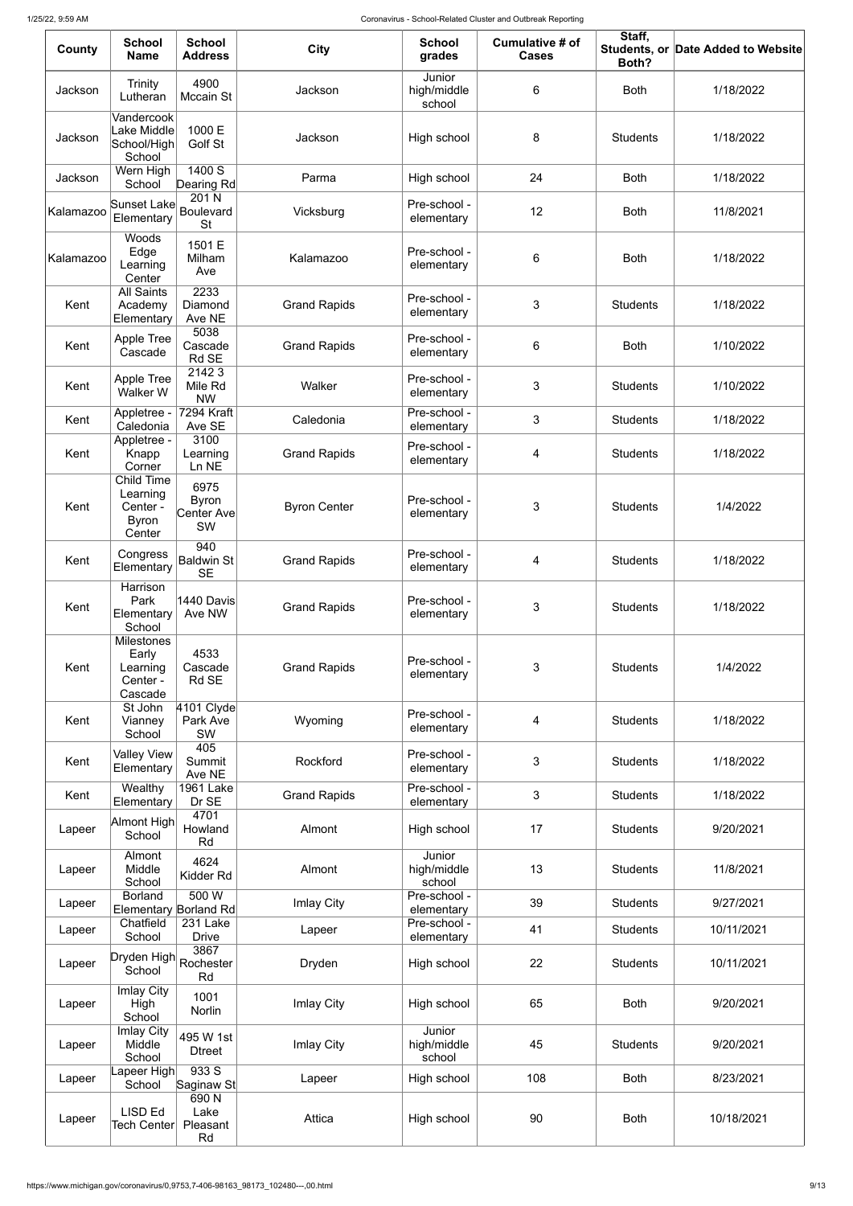| County | School Name | School Address | City | School grades | Cumulative # of Cases | Staff, Students, or Both? | Date Added to Website |
|---|---|---|---|---|---|---|---|
| Jackson | Trinity Lutheran | 4900 Mccain St | Jackson | Junior high/middle school | 6 | Both | 1/18/2022 |
| Jackson | Vandercook Lake Middle School/High School | 1000 E Golf St | Jackson | High school | 8 | Students | 1/18/2022 |
| Jackson | Wern High School | 1400 S Dearing Rd | Parma | High school | 24 | Both | 1/18/2022 |
| Kalamazoo | Sunset Lake Elementary | 201 N Boulevard St | Vicksburg | Pre-school - elementary | 12 | Both | 11/8/2021 |
| Kalamazoo | Woods Edge Learning Center | 1501 E Milham Ave | Kalamazoo | Pre-school - elementary | 6 | Both | 1/18/2022 |
| Kent | All Saints Academy Elementary | 2233 Diamond Ave NE | Grand Rapids | Pre-school - elementary | 3 | Students | 1/18/2022 |
| Kent | Apple Tree Cascade | 5038 Cascade Rd SE | Grand Rapids | Pre-school - elementary | 6 | Both | 1/10/2022 |
| Kent | Apple Tree Walker W | 2142 3 Mile Rd NW | Walker | Pre-school - elementary | 3 | Students | 1/10/2022 |
| Kent | Appletree - Caledonia | 7294 Kraft Ave SE | Caledonia | Pre-school - elementary | 3 | Students | 1/18/2022 |
| Kent | Appletree - Knapp Corner | 3100 Learning Ln NE | Grand Rapids | Pre-school - elementary | 4 | Students | 1/18/2022 |
| Kent | Child Time Learning Center - Byron Center | 6975 Byron Center Ave SW | Byron Center | Pre-school - elementary | 3 | Students | 1/4/2022 |
| Kent | Congress Elementary | 940 Baldwin St SE | Grand Rapids | Pre-school - elementary | 4 | Students | 1/18/2022 |
| Kent | Harrison Park Elementary School | 1440 Davis Ave NW | Grand Rapids | Pre-school - elementary | 3 | Students | 1/18/2022 |
| Kent | Milestones Early Learning Center - Cascade | 4533 Cascade Rd SE | Grand Rapids | Pre-school - elementary | 3 | Students | 1/4/2022 |
| Kent | St John Vianney School | 4101 Clyde Park Ave SW | Wyoming | Pre-school - elementary | 4 | Students | 1/18/2022 |
| Kent | Valley View Elementary | 405 Summit Ave NE | Rockford | Pre-school - elementary | 3 | Students | 1/18/2022 |
| Kent | Wealthy Elementary | 1961 Lake Dr SE | Grand Rapids | Pre-school - elementary | 3 | Students | 1/18/2022 |
| Lapeer | Almont High School | 4701 Howland Rd | Almont | High school | 17 | Students | 9/20/2021 |
| Lapeer | Almont Middle School | 4624 Kidder Rd | Almont | Junior high/middle school | 13 | Students | 11/8/2021 |
| Lapeer | Borland Elementary | 500 W Borland Rd | Imlay City | Pre-school - elementary | 39 | Students | 9/27/2021 |
| Lapeer | Chatfield School | 231 Lake Drive | Lapeer | Pre-school - elementary | 41 | Students | 10/11/2021 |
| Lapeer | Dryden High School | 3867 Rochester Rd | Dryden | High school | 22 | Students | 10/11/2021 |
| Lapeer | Imlay City High School | 1001 Norlin | Imlay City | High school | 65 | Both | 9/20/2021 |
| Lapeer | Imlay City Middle School | 495 W 1st Dtreet | Imlay City | Junior high/middle school | 45 | Students | 9/20/2021 |
| Lapeer | Lapeer High School | 933 S Saginaw St | Lapeer | High school | 108 | Both | 8/23/2021 |
| Lapeer | LISD Ed Tech Center | 690 N Lake Pleasant Rd | Attica | High school | 90 | Both | 10/18/2021 |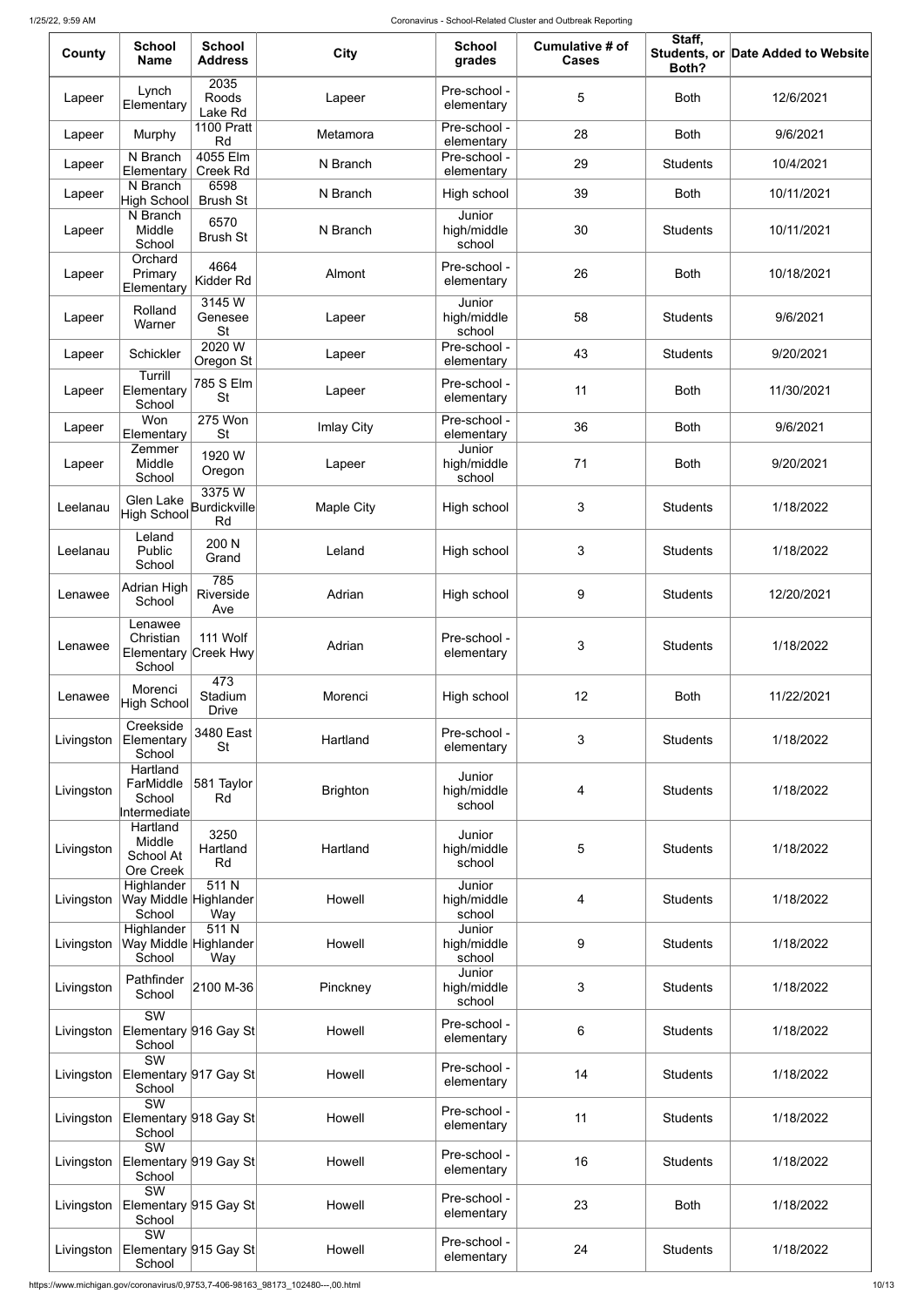| County | School Name | School Address | City | School grades | Cumulative # of Cases | Staff, Students, or Both? | Date Added to Website |
|---|---|---|---|---|---|---|---|
| Lapeer | Lynch Elementary | 2035 Roods Lake Rd | Lapeer | Pre-school - elementary | 5 | Both | 12/6/2021 |
| Lapeer | Murphy | 1100 Pratt Rd | Metamora | Pre-school - elementary | 28 | Both | 9/6/2021 |
| Lapeer | N Branch Elementary | 4055 Elm Creek Rd | N Branch | Pre-school - elementary | 29 | Students | 10/4/2021 |
| Lapeer | N Branch High School | 6598 Brush St | N Branch | High school | 39 | Both | 10/11/2021 |
| Lapeer | N Branch Middle School | 6570 Brush St | N Branch | Junior high/middle school | 30 | Students | 10/11/2021 |
| Lapeer | Orchard Primary Elementary | 4664 Kidder Rd | Almont | Pre-school - elementary | 26 | Both | 10/18/2021 |
| Lapeer | Rolland Warner | 3145 W Genesee St | Lapeer | Junior high/middle school | 58 | Students | 9/6/2021 |
| Lapeer | Schickler | 2020 W Oregon St | Lapeer | Pre-school - elementary | 43 | Students | 9/20/2021 |
| Lapeer | Turrill Elementary School | 785 S Elm St | Lapeer | Pre-school - elementary | 11 | Both | 11/30/2021 |
| Lapeer | Won Elementary | 275 Won St | Imlay City | Pre-school - elementary | 36 | Both | 9/6/2021 |
| Lapeer | Zemmer Middle School | 1920 W Oregon | Lapeer | Junior high/middle school | 71 | Both | 9/20/2021 |
| Leelanau | Glen Lake High School | 3375 W Burdickville Rd | Maple City | High school | 3 | Students | 1/18/2022 |
| Leelanau | Leland Public School | 200 N Grand | Leland | High school | 3 | Students | 1/18/2022 |
| Lenawee | Adrian High School | 785 Riverside Ave | Adrian | High school | 9 | Students | 12/20/2021 |
| Lenawee | Lenawee Christian Elementary School | 111 Wolf Creek Hwy | Adrian | Pre-school - elementary | 3 | Students | 1/18/2022 |
| Lenawee | Morenci High School | 473 Stadium Drive | Morenci | High school | 12 | Both | 11/22/2021 |
| Livingston | Creekside Elementary School | 3480 East St | Hartland | Pre-school - elementary | 3 | Students | 1/18/2022 |
| Livingston | Hartland FarMiddle School Intermediate | 581 Taylor Rd | Brighton | Junior high/middle school | 4 | Students | 1/18/2022 |
| Livingston | Hartland Middle School At Ore Creek | 3250 Hartland Rd | Hartland | Junior high/middle school | 5 | Students | 1/18/2022 |
| Livingston | Highlander Way Middle School | 511 N Highlander Way | Howell | Junior high/middle school | 4 | Students | 1/18/2022 |
| Livingston | Highlander Way Middle School | 511 N Highlander Way | Howell | Junior high/middle school | 9 | Students | 1/18/2022 |
| Livingston | Pathfinder School | 2100 M-36 | Pinckney | Junior high/middle school | 3 | Students | 1/18/2022 |
| Livingston | SW Elementary School | 916 Gay St | Howell | Pre-school - elementary | 6 | Students | 1/18/2022 |
| Livingston | SW Elementary School | 917 Gay St | Howell | Pre-school - elementary | 14 | Students | 1/18/2022 |
| Livingston | SW Elementary School | 918 Gay St | Howell | Pre-school - elementary | 11 | Students | 1/18/2022 |
| Livingston | SW Elementary School | 919 Gay St | Howell | Pre-school - elementary | 16 | Students | 1/18/2022 |
| Livingston | SW Elementary School | 915 Gay St | Howell | Pre-school - elementary | 23 | Both | 1/18/2022 |
| Livingston | SW Elementary School | 915 Gay St | Howell | Pre-school - elementary | 24 | Students | 1/18/2022 |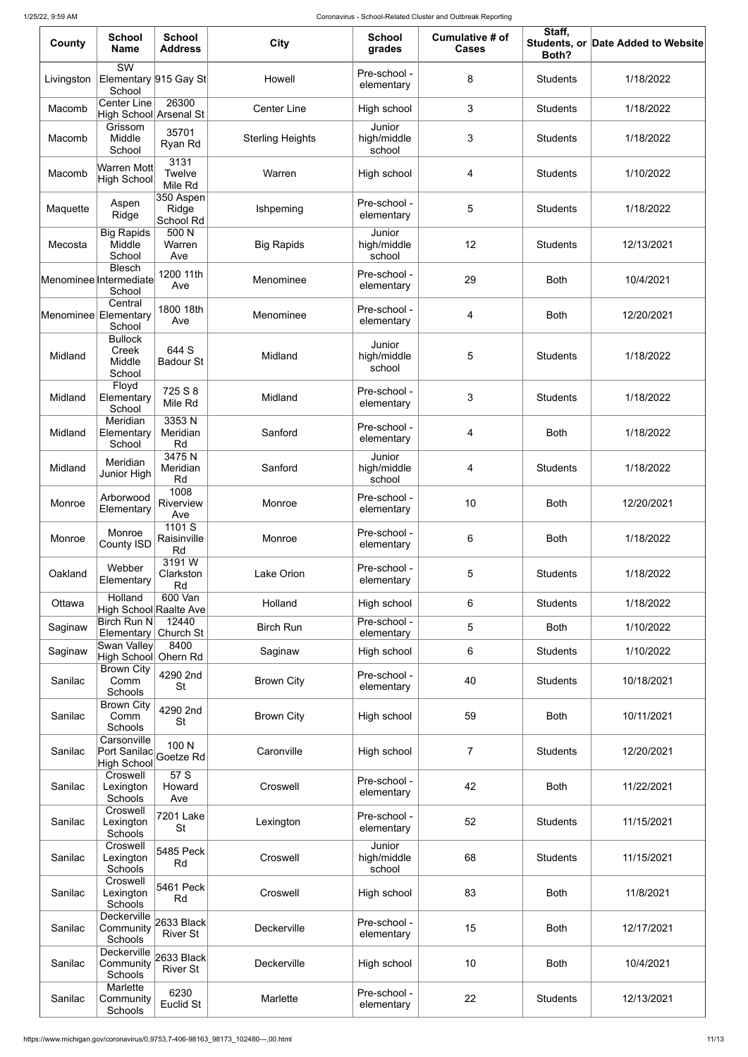| County | School Name | School Address | City | School grades | Cumulative # of Cases | Staff, Students, or Both? | Date Added to Website |
|---|---|---|---|---|---|---|---|
| Livingston | SW Elementary School | 915 Gay St | Howell | Pre-school - elementary | 8 | Students | 1/18/2022 |
| Macomb | Center Line High School | 26300 Arsenal St | Center Line | High school | 3 | Students | 1/18/2022 |
| Macomb | Grissom Middle School | 35701 Ryan Rd | Sterling Heights | Junior high/middle school | 3 | Students | 1/18/2022 |
| Macomb | Warren Mott High School | 3131 Twelve Mile Rd | Warren | High school | 4 | Students | 1/10/2022 |
| Maquette | Aspen Ridge | 350 Aspen Ridge School Rd | Ishpeming | Pre-school - elementary | 5 | Students | 1/18/2022 |
| Mecosta | Big Rapids Middle School | 500 N Warren Ave | Big Rapids | Junior high/middle school | 12 | Students | 12/13/2021 |
| Menominee | Blesch Intermediate School | 1200 11th Ave | Menominee | Pre-school - elementary | 29 | Both | 10/4/2021 |
| Menominee | Central Elementary School | 1800 18th Ave | Menominee | Pre-school - elementary | 4 | Both | 12/20/2021 |
| Midland | Bullock Creek Middle School | 644 S Badour St | Midland | Junior high/middle school | 5 | Students | 1/18/2022 |
| Midland | Floyd Elementary School | 725 S 8 Mile Rd | Midland | Pre-school - elementary | 3 | Students | 1/18/2022 |
| Midland | Meridian Elementary School | 3353 N Meridian Rd | Sanford | Pre-school - elementary | 4 | Both | 1/18/2022 |
| Midland | Meridian Junior High | 3475 N Meridian Rd | Sanford | Junior high/middle school | 4 | Students | 1/18/2022 |
| Monroe | Arborwood Elementary | 1008 Riverview Ave | Monroe | Pre-school - elementary | 10 | Both | 12/20/2021 |
| Monroe | Monroe County ISD | 1101 S Raisinville Rd | Monroe | Pre-school - elementary | 6 | Both | 1/18/2022 |
| Oakland | Webber Elementary | 3191 W Clarkston Rd | Lake Orion | Pre-school - elementary | 5 | Students | 1/18/2022 |
| Ottawa | Holland High School | 600 Van Raalte Ave | Holland | High school | 6 | Students | 1/18/2022 |
| Saginaw | Birch Run N Elementary | 12440 Church St | Birch Run | Pre-school - elementary | 5 | Both | 1/10/2022 |
| Saginaw | Swan Valley High School | 8400 Ohern Rd | Saginaw | High school | 6 | Students | 1/10/2022 |
| Sanilac | Brown City Comm Schools | 4290 2nd St | Brown City | Pre-school - elementary | 40 | Students | 10/18/2021 |
| Sanilac | Brown City Comm Schools | 4290 2nd St | Brown City | High school | 59 | Both | 10/11/2021 |
| Sanilac | Carsonville Port Sanilac High School | 100 N Goetze Rd | Caronville | High school | 7 | Students | 12/20/2021 |
| Sanilac | Croswell Lexington Schools | 57 S Howard Ave | Croswell | Pre-school - elementary | 42 | Both | 11/22/2021 |
| Sanilac | Croswell Lexington Schools | 7201 Lake St | Lexington | Pre-school - elementary | 52 | Students | 11/15/2021 |
| Sanilac | Croswell Lexington Schools | 5485 Peck Rd | Croswell | Junior high/middle school | 68 | Students | 11/15/2021 |
| Sanilac | Croswell Lexington Schools | 5461 Peck Rd | Croswell | High school | 83 | Both | 11/8/2021 |
| Sanilac | Deckerville Community Schools | 2633 Black River St | Deckerville | Pre-school - elementary | 15 | Both | 12/17/2021 |
| Sanilac | Deckerville Community Schools | 2633 Black River St | Deckerville | High school | 10 | Both | 10/4/2021 |
| Sanilac | Marlette Community Schools | 6230 Euclid St | Marlette | Pre-school - elementary | 22 | Students | 12/13/2021 |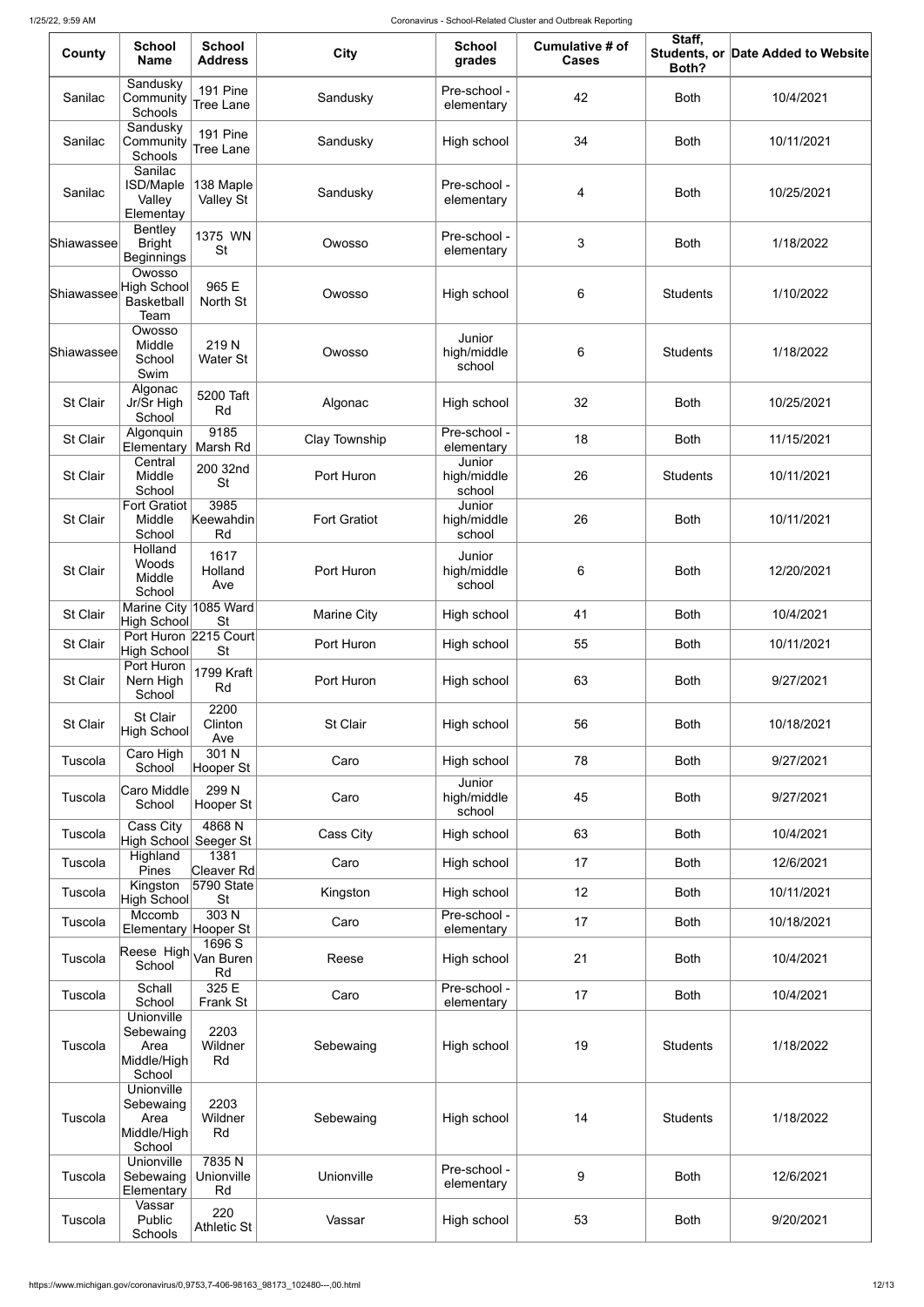| County | School Name | School Address | City | School grades | Cumulative # of Cases | Staff, Students, or Both? | Date Added to Website |
|---|---|---|---|---|---|---|---|
| Sanilac | Sandusky Community Schools | 191 Pine Tree Lane | Sandusky | Pre-school - elementary | 42 | Both | 10/4/2021 |
| Sanilac | Sandusky Community Schools | 191 Pine Tree Lane | Sandusky | High school | 34 | Both | 10/11/2021 |
| Sanilac | Sanilac ISD/Maple Valley Elementay | 138 Maple Valley St | Sandusky | Pre-school - elementary | 4 | Both | 10/25/2021 |
| Shiawassee | Bentley Bright Beginnings | 1375 WN St | Owosso | Pre-school - elementary | 3 | Both | 1/18/2022 |
| Shiawassee | Owosso High School Basketball Team | 965 E North St | Owosso | High school | 6 | Students | 1/10/2022 |
| Shiawassee | Owosso Middle School Swim | 219 N Water St | Owosso | Junior high/middle school | 6 | Students | 1/18/2022 |
| St Clair | Algonac Jr/Sr High School | 5200 Taft Rd | Algonac | High school | 32 | Both | 10/25/2021 |
| St Clair | Algonquin Elementary | 9185 Marsh Rd | Clay Township | Pre-school - elementary | 18 | Both | 11/15/2021 |
| St Clair | Central Middle School | 200 32nd St | Port Huron | Junior high/middle school | 26 | Students | 10/11/2021 |
| St Clair | Fort Gratiot Middle School | 3985 Keewahdin Rd | Fort Gratiot | Junior high/middle school | 26 | Both | 10/11/2021 |
| St Clair | Holland Woods Middle School | 1617 Holland Ave | Port Huron | Junior high/middle school | 6 | Both | 12/20/2021 |
| St Clair | Marine City High School | 1085 Ward St | Marine City | High school | 41 | Both | 10/4/2021 |
| St Clair | Port Huron High School | 2215 Court St | Port Huron | High school | 55 | Both | 10/11/2021 |
| St Clair | Port Huron Nern High School | 1799 Kraft Rd | Port Huron | High school | 63 | Both | 9/27/2021 |
| St Clair | St Clair High School | 2200 Clinton Ave | St Clair | High school | 56 | Both | 10/18/2021 |
| Tuscola | Caro High School | 301 N Hooper St | Caro | High school | 78 | Both | 9/27/2021 |
| Tuscola | Caro Middle School | 299 N Hooper St | Caro | Junior high/middle school | 45 | Both | 9/27/2021 |
| Tuscola | Cass City High School | 4868 N Seeger St | Cass City | High school | 63 | Both | 10/4/2021 |
| Tuscola | Highland Pines | 1381 Cleaver Rd | Caro | High school | 17 | Both | 12/6/2021 |
| Tuscola | Kingston High School | 5790 State St | Kingston | High school | 12 | Both | 10/11/2021 |
| Tuscola | Mccomb Elementary | 303 N Hooper St | Caro | Pre-school - elementary | 17 | Both | 10/18/2021 |
| Tuscola | Reese High School | 1696 S Van Buren Rd | Reese | High school | 21 | Both | 10/4/2021 |
| Tuscola | Schall School | 325 E Frank St | Caro | Pre-school - elementary | 17 | Both | 10/4/2021 |
| Tuscola | Unionville Sebewaing Area Middle/High School | 2203 Wildner Rd | Sebewaing | High school | 19 | Students | 1/18/2022 |
| Tuscola | Unionville Sebewaing Area Middle/High School | 2203 Wildner Rd | Sebewaing | High school | 14 | Students | 1/18/2022 |
| Tuscola | Unionville Sebewaing Elementary | 7835 N Unionville Rd | Unionville | Pre-school - elementary | 9 | Both | 12/6/2021 |
| Tuscola | Vassar Public Schools | 220 Athletic St | Vassar | High school | 53 | Both | 9/20/2021 |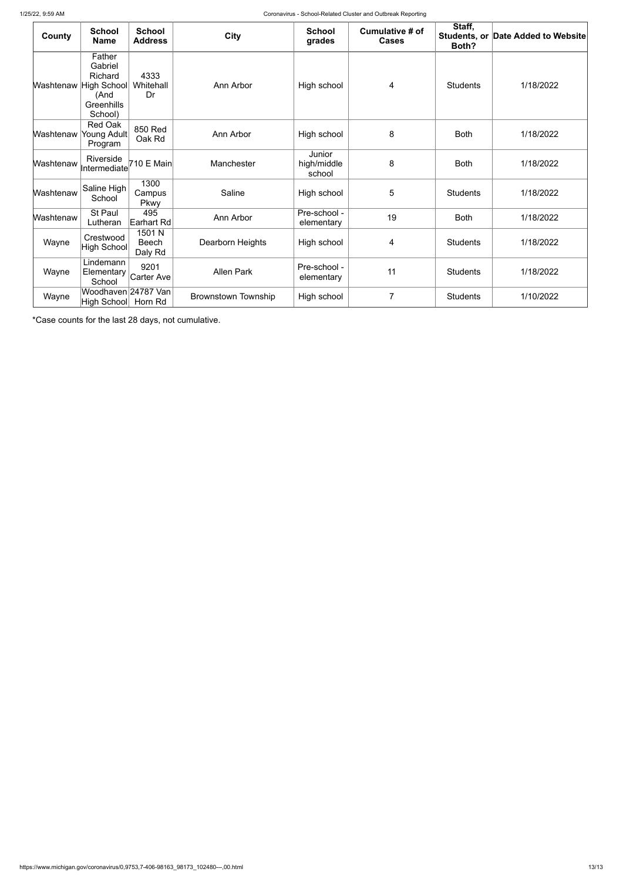| County | School Name | School Address | City | School grades | Cumulative # of Cases | Staff, Students, or Both? | Date Added to Website |
|---|---|---|---|---|---|---|---|
| Washtenaw | Father Gabriel Richard High School (And Greenhills School) | 4333 Whitehall Dr | Ann Arbor | High school | 4 | Students | 1/18/2022 |
| Washtenaw | Red Oak Young Adult Program | 850 Red Oak Rd | Ann Arbor | High school | 8 | Both | 1/18/2022 |
| Washtenaw | Riverside Intermediate | 710 E Main | Manchester | Junior high/middle school | 8 | Both | 1/18/2022 |
| Washtenaw | Saline High School | 1300 Campus Pkwy | Saline | High school | 5 | Students | 1/18/2022 |
| Washtenaw | St Paul Lutheran | 495 Earhart Rd | Ann Arbor | Pre-school - elementary | 19 | Both | 1/18/2022 |
| Wayne | Crestwood High School | 1501 N Beech Daly Rd | Dearborn Heights | High school | 4 | Students | 1/18/2022 |
| Wayne | Lindemann Elementary School | 9201 Carter Ave | Allen Park | Pre-school - elementary | 11 | Students | 1/18/2022 |
| Wayne | Woodhaven High School | 24787 Van Horn Rd | Brownstown Township | High school | 7 | Students | 1/10/2022 |

*Case counts for the last 28 days, not cumulative.